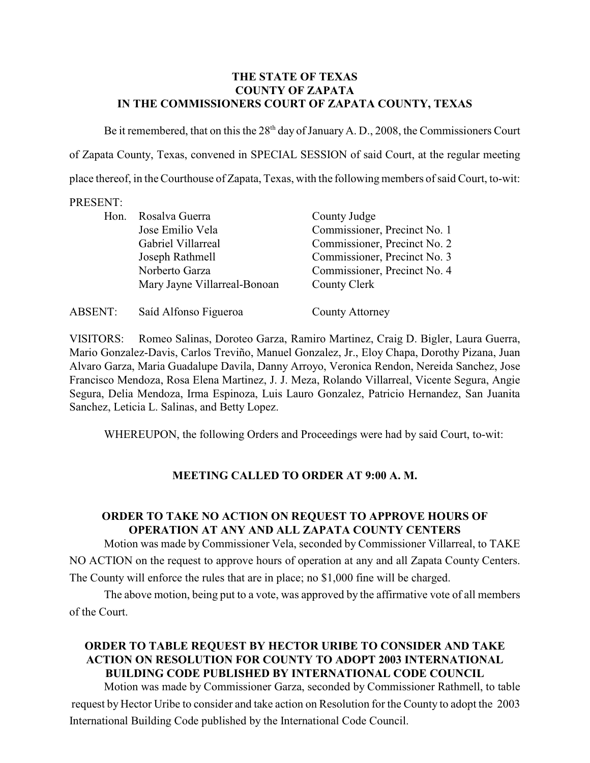**THE STATE OF TEXAS**
**COUNTY OF ZAPATA**
**IN THE COMMISSIONERS COURT OF ZAPATA COUNTY, TEXAS**

Be it remembered, that on this the 28th day of January A. D., 2008, the Commissioners Court of Zapata County, Texas, convened in SPECIAL SESSION of said Court, at the regular meeting place thereof, in the Courthouse of Zapata, Texas, with the following members of said Court, to-wit:

PRESENT:

| | | |
|---|---|---|
| Hon. | Rosalva Guerra | County Judge |
| | Jose Emilio Vela | Commissioner, Precinct No. 1 |
| | Gabriel Villarreal | Commissioner, Precinct No. 2 |
| | Joseph Rathmell | Commissioner, Precinct No. 3 |
| | Norberto Garza | Commissioner, Precinct No. 4 |
| | Mary Jayne Villarreal-Bonoan | County Clerk |

| | | |
|---|---|---|
| ABSENT: | Saíd Alfonso Figueroa | County Attorney |

VISITORS: Romeo Salinas, Doroteo Garza, Ramiro Martinez, Craig D. Bigler, Laura Guerra, Mario Gonzalez-Davis, Carlos Treviño, Manuel Gonzalez, Jr., Eloy Chapa, Dorothy Pizana, Juan Alvaro Garza, Maria Guadalupe Davila, Danny Arroyo, Veronica Rendon, Nereida Sanchez, Jose Francisco Mendoza, Rosa Elena Martinez, J. J. Meza, Rolando Villarreal, Vicente Segura, Angie Segura, Delia Mendoza, Irma Espinoza, Luis Lauro Gonzalez, Patricio Hernandez, San Juanita Sanchez, Leticia L. Salinas, and Betty Lopez.

WHEREUPON, the following Orders and Proceedings were had by said Court, to-wit:

## MEETING CALLED TO ORDER AT 9:00 A. M.

## ORDER TO TAKE NO ACTION ON REQUEST TO APPROVE HOURS OF OPERATION AT ANY AND ALL ZAPATA COUNTY CENTERS

Motion was made by Commissioner Vela, seconded by Commissioner Villarreal, to TAKE NO ACTION on the request to approve hours of operation at any and all Zapata County Centers. The County will enforce the rules that are in place; no $1,000 fine will be charged.

The above motion, being put to a vote, was approved by the affirmative vote of all members of the Court.

## ORDER TO TABLE REQUEST BY HECTOR URIBE TO CONSIDER AND TAKE ACTION ON RESOLUTION FOR COUNTY TO ADOPT 2003 INTERNATIONAL BUILDING CODE PUBLISHED BY INTERNATIONAL CODE COUNCIL

Motion was made by Commissioner Garza, seconded by Commissioner Rathmell, to table request by Hector Uribe to consider and take action on Resolution for the County to adopt the 2003 International Building Code published by the International Code Council.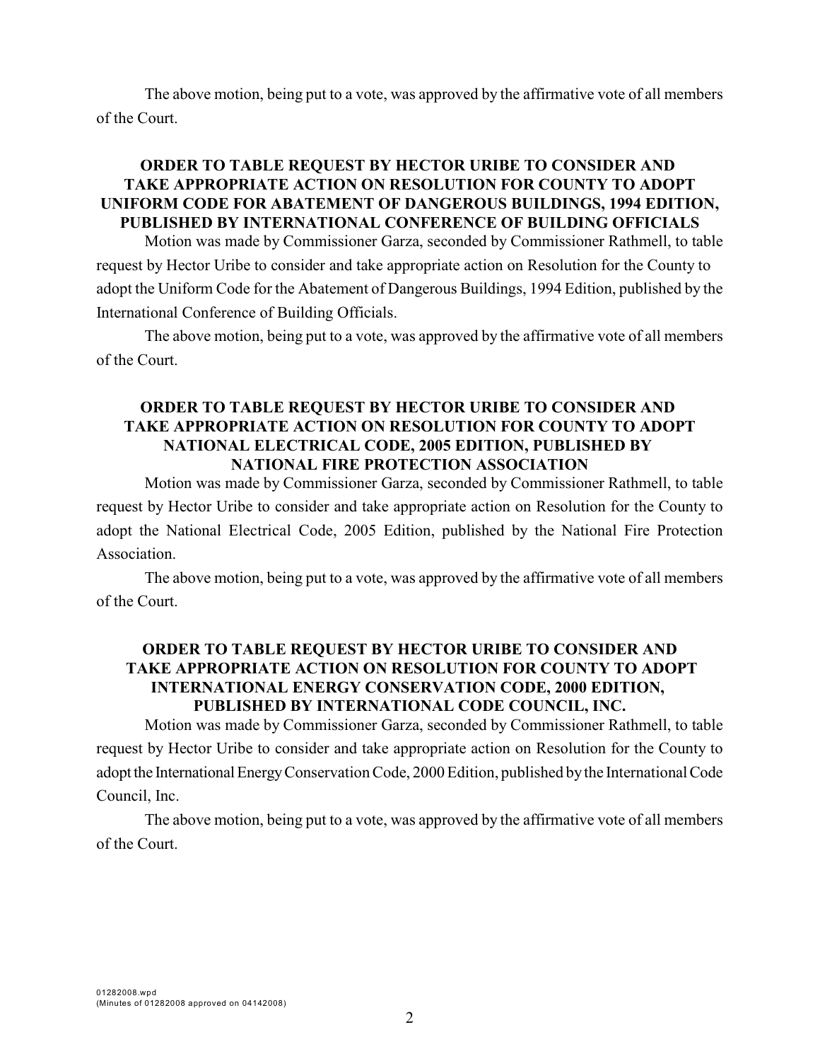The above motion, being put to a vote, was approved by the affirmative vote of all members of the Court.

**ORDER TO TABLE REQUEST BY HECTOR URIBE TO CONSIDER AND TAKE APPROPRIATE ACTION ON RESOLUTION FOR COUNTY TO ADOPT UNIFORM CODE FOR ABATEMENT OF DANGEROUS BUILDINGS, 1994 EDITION, PUBLISHED BY INTERNATIONAL CONFERENCE OF BUILDING OFFICIALS**

Motion was made by Commissioner Garza, seconded by Commissioner Rathmell, to table request by Hector Uribe to consider and take appropriate action on Resolution for the County to adopt the Uniform Code for the Abatement of Dangerous Buildings, 1994 Edition, published by the International Conference of Building Officials.

The above motion, being put to a vote, was approved by the affirmative vote of all members of the Court.

**ORDER TO TABLE REQUEST BY HECTOR URIBE TO CONSIDER AND TAKE APPROPRIATE ACTION ON RESOLUTION FOR COUNTY TO ADOPT NATIONAL ELECTRICAL CODE, 2005 EDITION, PUBLISHED BY NATIONAL FIRE PROTECTION ASSOCIATION**

Motion was made by Commissioner Garza, seconded by Commissioner Rathmell, to table request by Hector Uribe to consider and take appropriate action on Resolution for the County to adopt the National Electrical Code, 2005 Edition, published by the National Fire Protection Association.

The above motion, being put to a vote, was approved by the affirmative vote of all members of the Court.

**ORDER TO TABLE REQUEST BY HECTOR URIBE TO CONSIDER AND TAKE APPROPRIATE ACTION ON RESOLUTION FOR COUNTY TO ADOPT INTERNATIONAL ENERGY CONSERVATION CODE, 2000 EDITION, PUBLISHED BY INTERNATIONAL CODE COUNCIL, INC.**

Motion was made by Commissioner Garza, seconded by Commissioner Rathmell, to table request by Hector Uribe to consider and take appropriate action on Resolution for the County to adopt the International Energy Conservation Code, 2000 Edition, published by the International Code Council, Inc.

The above motion, being put to a vote, was approved by the affirmative vote of all members of the Court.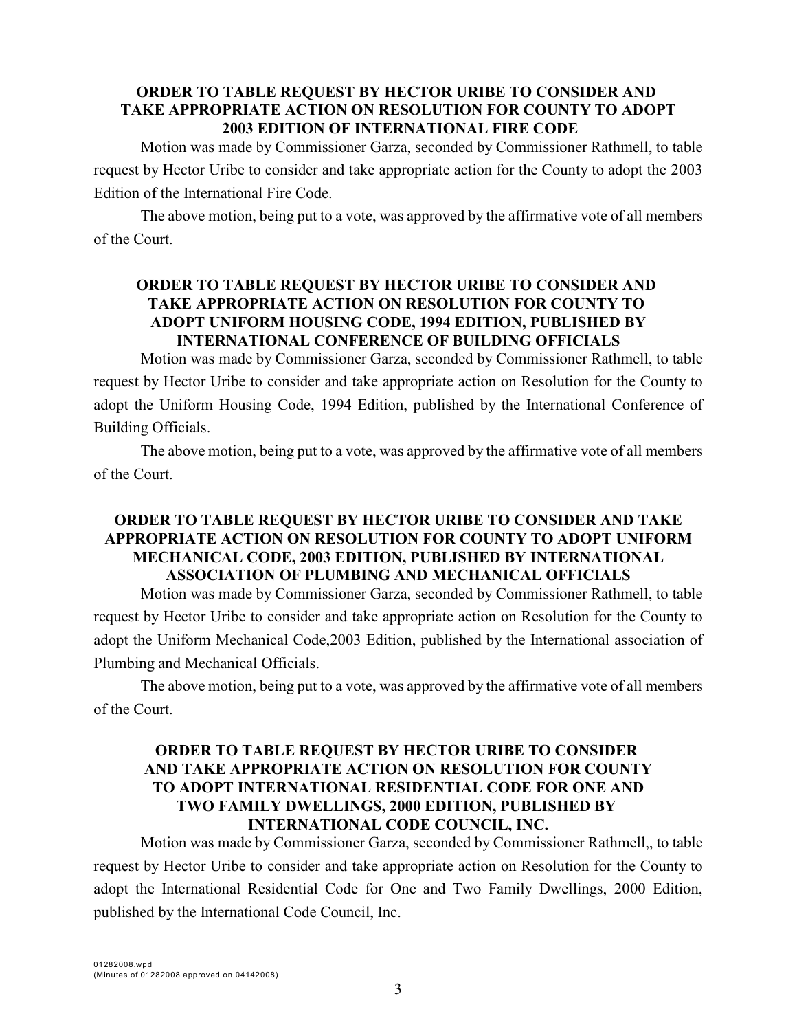**ORDER TO TABLE REQUEST BY HECTOR URIBE TO CONSIDER AND TAKE APPROPRIATE ACTION ON RESOLUTION FOR COUNTY TO ADOPT 2003 EDITION OF INTERNATIONAL FIRE CODE**

Motion was made by Commissioner Garza, seconded by Commissioner Rathmell, to table request by Hector Uribe to consider and take appropriate action for the County to adopt the 2003 Edition of the International Fire Code.

The above motion, being put to a vote, was approved by the affirmative vote of all members of the Court.

**ORDER TO TABLE REQUEST BY HECTOR URIBE TO CONSIDER AND TAKE APPROPRIATE ACTION ON RESOLUTION FOR COUNTY TO ADOPT UNIFORM HOUSING CODE, 1994 EDITION, PUBLISHED BY INTERNATIONAL CONFERENCE OF BUILDING OFFICIALS**

Motion was made by Commissioner Garza, seconded by Commissioner Rathmell, to table request by Hector Uribe to consider and take appropriate action on Resolution for the County to adopt the Uniform Housing Code, 1994 Edition, published by the International Conference of Building Officials.

The above motion, being put to a vote, was approved by the affirmative vote of all members of the Court.

**ORDER TO TABLE REQUEST BY HECTOR URIBE TO CONSIDER AND TAKE APPROPRIATE ACTION ON RESOLUTION FOR COUNTY TO ADOPT UNIFORM MECHANICAL CODE, 2003 EDITION, PUBLISHED BY INTERNATIONAL ASSOCIATION OF PLUMBING AND MECHANICAL OFFICIALS**

Motion was made by Commissioner Garza, seconded by Commissioner Rathmell, to table request by Hector Uribe to consider and take appropriate action on Resolution for the County to adopt the Uniform Mechanical Code,2003 Edition, published by the International association of Plumbing and Mechanical Officials.

The above motion, being put to a vote, was approved by the affirmative vote of all members of the Court.

**ORDER TO TABLE REQUEST BY HECTOR URIBE TO CONSIDER AND TAKE APPROPRIATE ACTION ON RESOLUTION FOR COUNTY TO ADOPT INTERNATIONAL RESIDENTIAL CODE FOR ONE AND TWO FAMILY DWELLINGS, 2000 EDITION, PUBLISHED BY INTERNATIONAL CODE COUNCIL, INC.**

Motion was made by Commissioner Garza, seconded by Commissioner Rathmell,, to table request by Hector Uribe to consider and take appropriate action on Resolution for the County to adopt the International Residential Code for One and Two Family Dwellings, 2000 Edition, published by the International Code Council, Inc.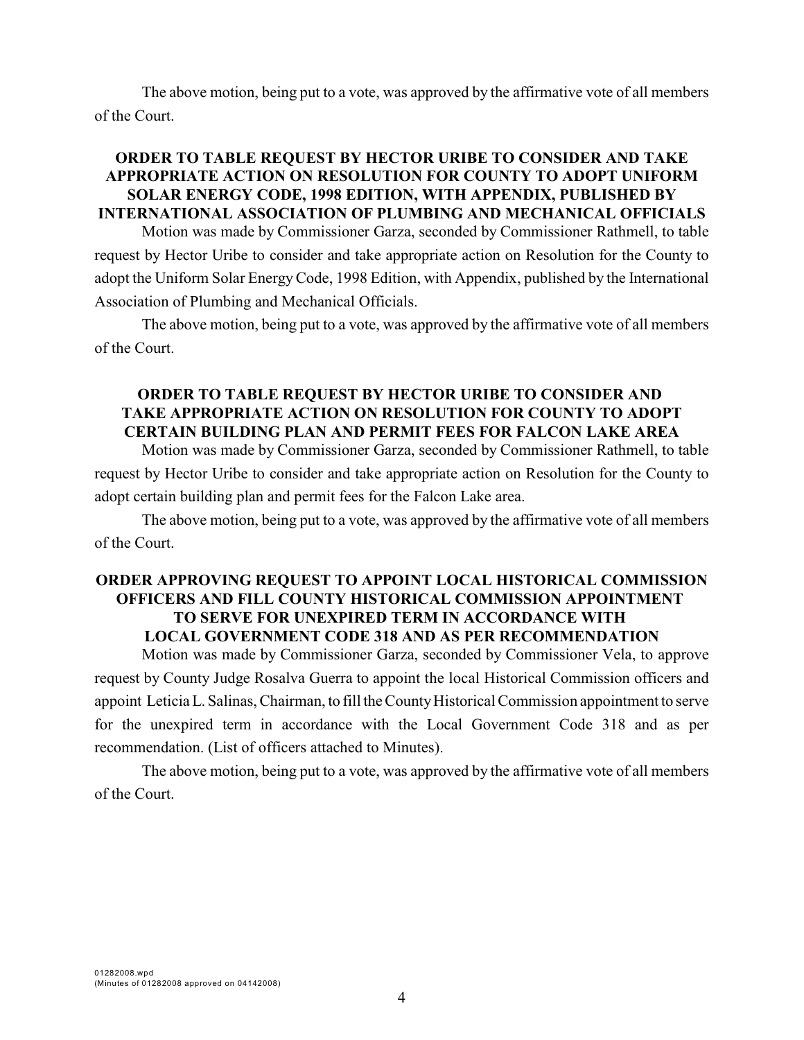The above motion, being put to a vote, was approved by the affirmative vote of all members of the Court.

**ORDER TO TABLE REQUEST BY HECTOR URIBE TO CONSIDER AND TAKE APPROPRIATE ACTION ON RESOLUTION FOR COUNTY TO ADOPT UNIFORM SOLAR ENERGY CODE, 1998 EDITION, WITH APPENDIX, PUBLISHED BY INTERNATIONAL ASSOCIATION OF PLUMBING AND MECHANICAL OFFICIALS**

Motion was made by Commissioner Garza, seconded by Commissioner Rathmell, to table request by Hector Uribe to consider and take appropriate action on Resolution for the County to adopt the Uniform Solar Energy Code, 1998 Edition, with Appendix, published by the International Association of Plumbing and Mechanical Officials.

The above motion, being put to a vote, was approved by the affirmative vote of all members of the Court.

**ORDER TO TABLE REQUEST BY HECTOR URIBE TO CONSIDER AND TAKE APPROPRIATE ACTION ON RESOLUTION FOR COUNTY TO ADOPT CERTAIN BUILDING PLAN AND PERMIT FEES FOR FALCON LAKE AREA**

Motion was made by Commissioner Garza, seconded by Commissioner Rathmell, to table request by Hector Uribe to consider and take appropriate action on Resolution for the County to adopt certain building plan and permit fees for the Falcon Lake area.

The above motion, being put to a vote, was approved by the affirmative vote of all members of the Court.

**ORDER APPROVING REQUEST TO APPOINT LOCAL HISTORICAL COMMISSION OFFICERS AND FILL COUNTY HISTORICAL COMMISSION APPOINTMENT TO SERVE FOR UNEXPIRED TERM IN ACCORDANCE WITH LOCAL GOVERNMENT CODE 318 AND AS PER RECOMMENDATION**

Motion was made by Commissioner Garza, seconded by Commissioner Vela, to approve request by County Judge Rosalva Guerra to appoint the local Historical Commission officers and appoint Leticia L. Salinas, Chairman, to fill the County Historical Commission appointment to serve for the unexpired term in accordance with the Local Government Code 318 and as per recommendation. (List of officers attached to Minutes).

The above motion, being put to a vote, was approved by the affirmative vote of all members of the Court.

01282008.wpd
(Minutes of 01282008 approved on 04142008)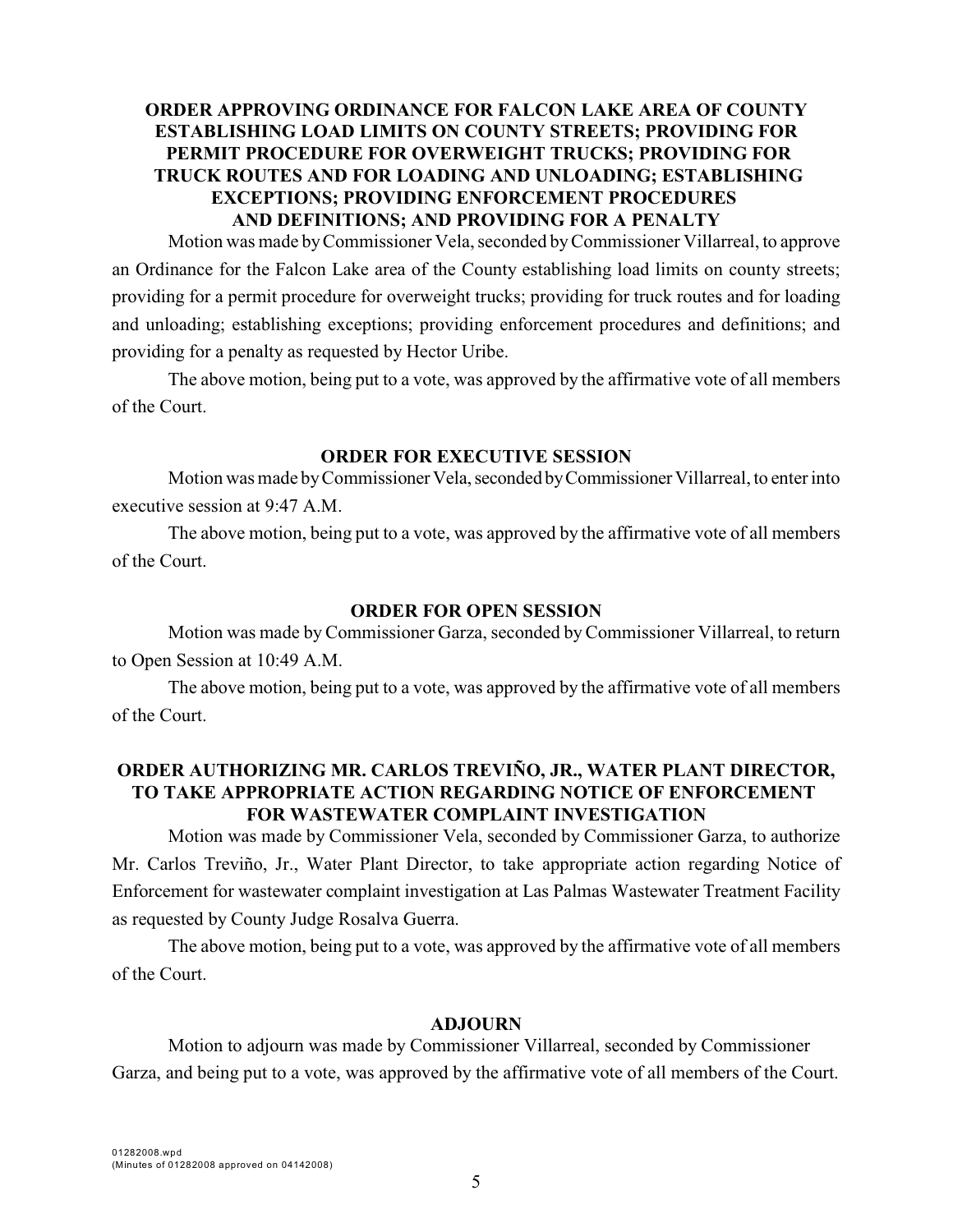**ORDER APPROVING ORDINANCE FOR FALCON LAKE AREA OF COUNTY ESTABLISHING LOAD LIMITS ON COUNTY STREETS; PROVIDING FOR PERMIT PROCEDURE FOR OVERWEIGHT TRUCKS; PROVIDING FOR TRUCK ROUTES AND FOR LOADING AND UNLOADING; ESTABLISHING EXCEPTIONS; PROVIDING ENFORCEMENT PROCEDURES AND DEFINITIONS; AND PROVIDING FOR A PENALTY**

Motion was made by Commissioner Vela, seconded by Commissioner Villarreal, to approve an Ordinance for the Falcon Lake area of the County establishing load limits on county streets; providing for a permit procedure for overweight trucks; providing for truck routes and for loading and unloading; establishing exceptions; providing enforcement procedures and definitions; and providing for a penalty as requested by Hector Uribe.

The above motion, being put to a vote, was approved by the affirmative vote of all members of the Court.

**ORDER FOR EXECUTIVE SESSION**

Motion was made by Commissioner Vela, seconded by Commissioner Villarreal, to enter into executive session at 9:47 A.M.

The above motion, being put to a vote, was approved by the affirmative vote of all members of the Court.

**ORDER FOR OPEN SESSION**

Motion was made by Commissioner Garza, seconded by Commissioner Villarreal, to return to Open Session at 10:49 A.M.

The above motion, being put to a vote, was approved by the affirmative vote of all members of the Court.

**ORDER AUTHORIZING MR. CARLOS TREVIÑO, JR., WATER PLANT DIRECTOR, TO TAKE APPROPRIATE ACTION REGARDING NOTICE OF ENFORCEMENT FOR WASTEWATER COMPLAINT INVESTIGATION**

Motion was made by Commissioner Vela, seconded by Commissioner Garza, to authorize Mr. Carlos Treviño, Jr., Water Plant Director, to take appropriate action regarding Notice of Enforcement for wastewater complaint investigation at Las Palmas Wastewater Treatment Facility as requested by County Judge Rosalva Guerra.

The above motion, being put to a vote, was approved by the affirmative vote of all members of the Court.

**ADJOURN**

Motion to adjourn was made by Commissioner Villarreal, seconded by Commissioner Garza, and being put to a vote, was approved by the affirmative vote of all members of the Court.

01282008.wpd
(Minutes of 01282008 approved on 04142008)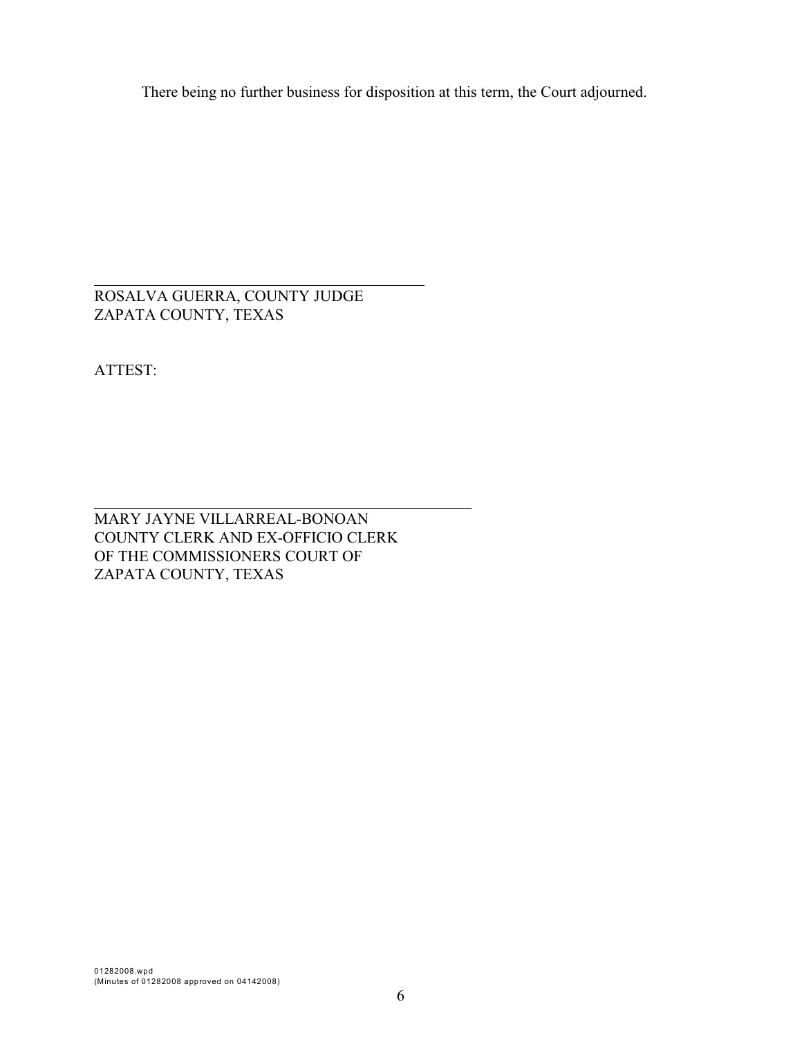There being no further business for disposition at this term, the Court adjourned.

\_\_\_\_\_\_\_\_\_\_\_\_\_\_\_\_\_\_\_\_\_\_\_\_\_\_\_\_\_\_\_\_\_\_\_\_\_\_\_\_

ROSALVA GUERRA, COUNTY JUDGE
ZAPATA COUNTY, TEXAS

ATTEST:

\_\_\_\_\_\_\_\_\_\_\_\_\_\_\_\_\_\_\_\_\_\_\_\_\_\_\_\_\_\_\_\_\_\_\_\_\_\_\_\_\_\_\_\_\_\_

MARY JAYNE VILLARREAL-BONOAN
COUNTY CLERK AND EX-OFFICIO CLERK
OF THE COMMISSIONERS COURT OF
ZAPATA COUNTY, TEXAS

01282008.wpd
(Minutes of 01282008 approved on 04142008)